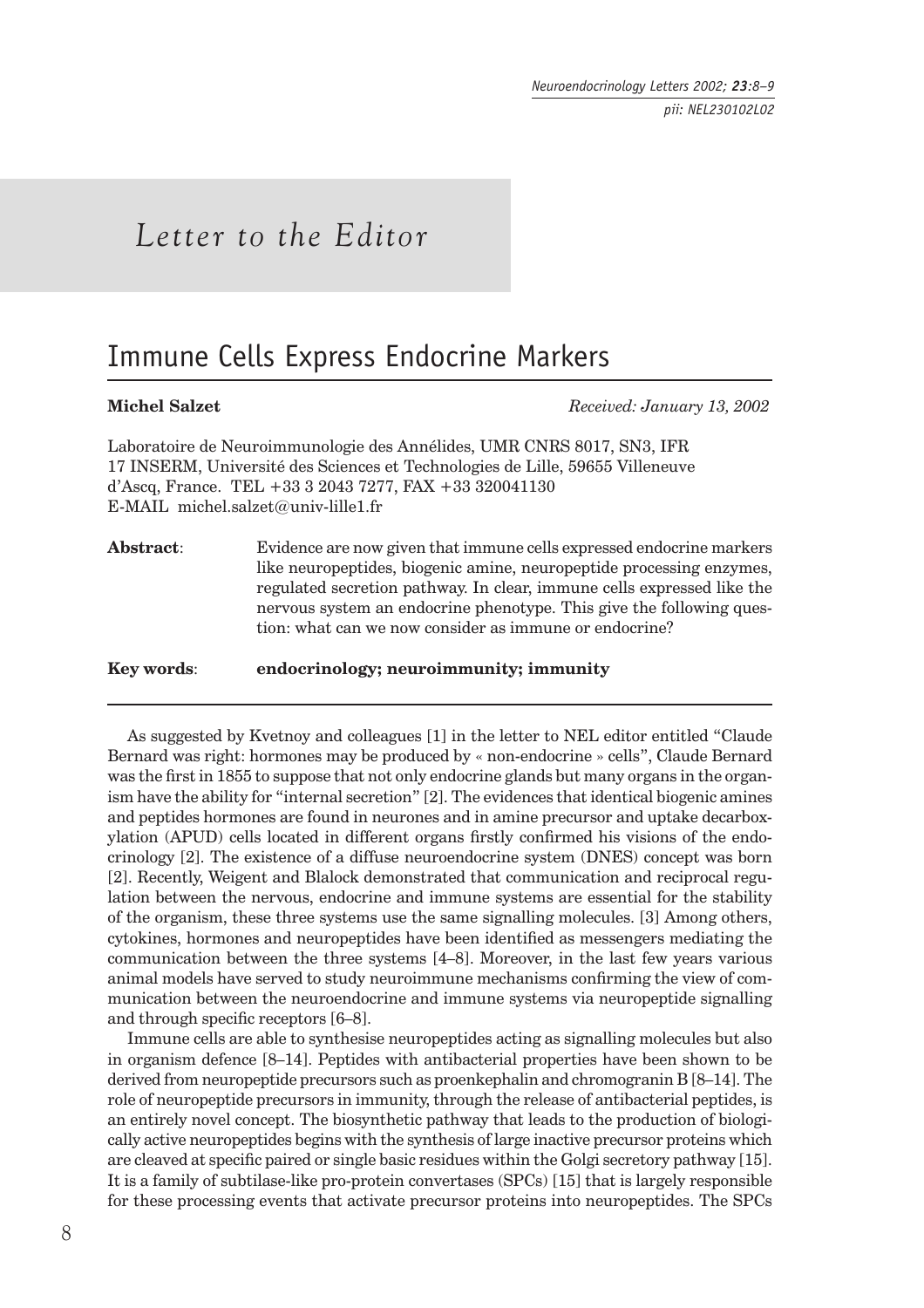*Letter to the Editor*

# Immune Cells Express Endocrine Markers

**Michel Salzet** *Received: January 13, 2002*

Laboratoire de Neuroimmunologie des Annélides, UMR CNRS 8017, SN3, IFR 17 INSERM, Université des Sciences et Technologies de Lille, 59655 Villeneuve d'Ascq, France. TEL +33 3 2043 7277, FAX +33 320041130
E-MAIL michel.salzet@univ-lille1.fr

**Abstract**: Evidence are now given that immune cells expressed endocrine markers like neuropeptides, biogenic amine, neuropeptide processing enzymes, regulated secretion pathway. In clear, immune cells expressed like the nervous system an endocrine phenotype. This give the following question: what can we now consider as immune or endocrine?

**Key words**: **endocrinology; neuroimmunity; immunity**

As suggested by Kvetnoy and colleagues [1] in the letter to NEL editor entitled "Claude Bernard was right: hormones may be produced by « non-endocrine » cells", Claude Bernard was the first in 1855 to suppose that not only endocrine glands but many organs in the organism have the ability for "internal secretion" [2]. The evidences that identical biogenic amines and peptides hormones are found in neurones and in amine precursor and uptake decarboxylation (APUD) cells located in different organs firstly confirmed his visions of the endocrinology [2]. The existence of a diffuse neuroendocrine system (DNES) concept was born [2]. Recently, Weigent and Blalock demonstrated that communication and reciprocal regulation between the nervous, endocrine and immune systems are essential for the stability of the organism, these three systems use the same signalling molecules. [3] Among others, cytokines, hormones and neuropeptides have been identified as messengers mediating the communication between the three systems [4–8]. Moreover, in the last few years various animal models have served to study neuroimmune mechanisms confirming the view of communication between the neuroendocrine and immune systems via neuropeptide signalling and through specific receptors [6–8].

Immune cells are able to synthesise neuropeptides acting as signalling molecules but also in organism defence [8–14]. Peptides with antibacterial properties have been shown to be derived from neuropeptide precursors such as proenkephalin and chromogranin B [8–14]. The role of neuropeptide precursors in immunity, through the release of antibacterial peptides, is an entirely novel concept. The biosynthetic pathway that leads to the production of biologically active neuropeptides begins with the synthesis of large inactive precursor proteins which are cleaved at specific paired or single basic residues within the Golgi secretory pathway [15]. It is a family of subtilase-like pro-protein convertases (SPCs) [15] that is largely responsible for these processing events that activate precursor proteins into neuropeptides. The SPCs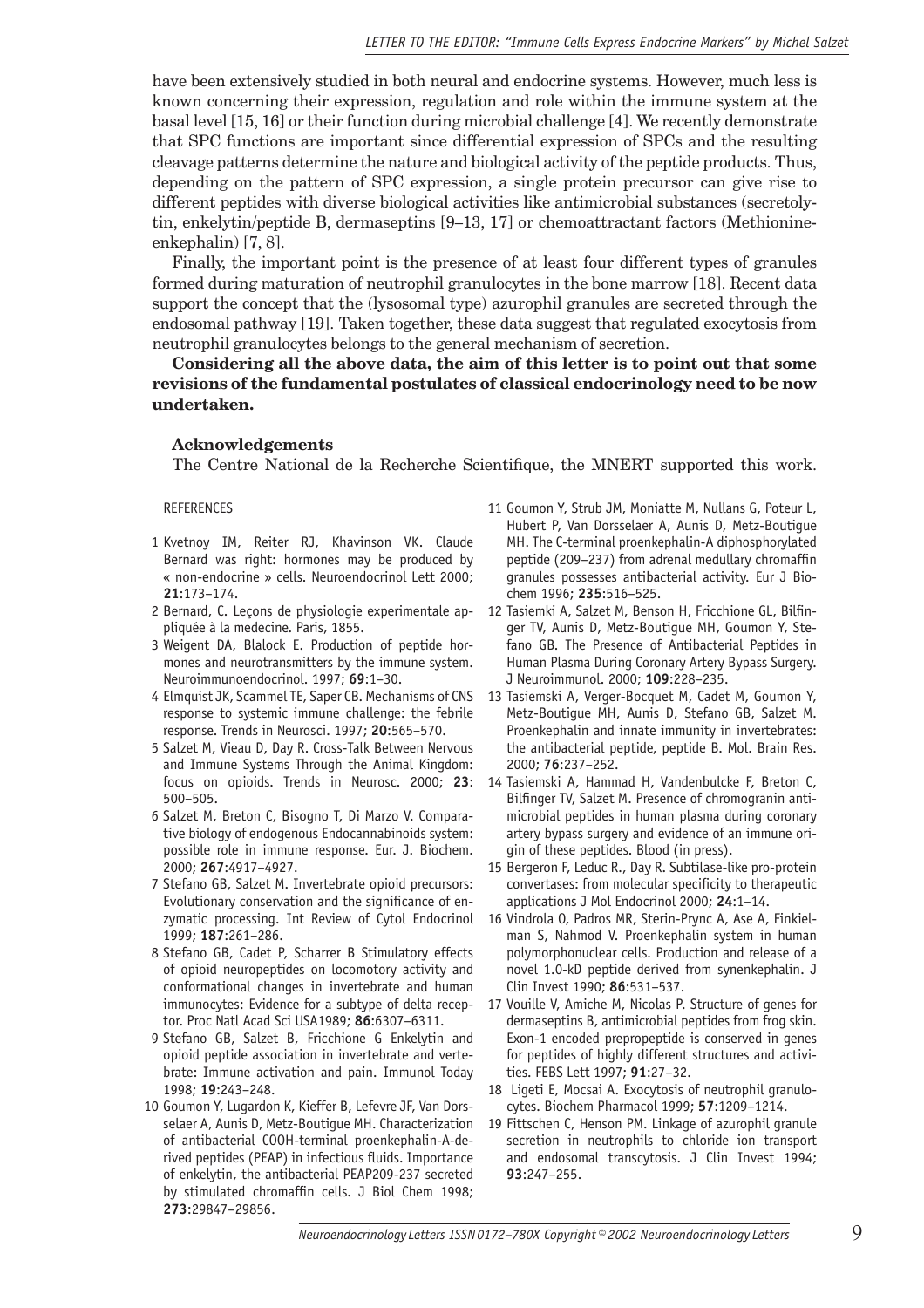have been extensively studied in both neural and endocrine systems. However, much less is known concerning their expression, regulation and role within the immune system at the basal level [15, 16] or their function during microbial challenge [4]. We recently demonstrate that SPC functions are important since differential expression of SPCs and the resulting cleavage patterns determine the nature and biological activity of the peptide products. Thus, depending on the pattern of SPC expression, a single protein precursor can give rise to different peptides with diverse biological activities like antimicrobial substances (secretolytin, enkelytin/peptide B, dermaseptins [9–13, 17] or chemoattractant factors (Methionine-enkephalin) [7, 8].

Finally, the important point is the presence of at least four different types of granules formed during maturation of neutrophil granulocytes in the bone marrow [18]. Recent data support the concept that the (lysosomal type) azurophil granules are secreted through the endosomal pathway [19]. Taken together, these data suggest that regulated exocytosis from neutrophil granulocytes belongs to the general mechanism of secretion.

**Considering all the above data, the aim of this letter is to point out that some revisions of the fundamental postulates of classical endocrinology need to be now undertaken.**

### Acknowledgements

The Centre National de la Recherche Scientifique, the MNERT supported this work.

REFERENCES

1. Kvetnoy IM, Reiter RJ, Khavinson VK. Claude Bernard was right: hormones may be produced by « non-endocrine » cells. Neuroendocrinol Lett 2000; **21**:173–174.
2. Bernard, C. Leçons de physiologie experimentale appliquée à la medecine. Paris, 1855.
3. Weigent DA, Blalock E. Production of peptide hormones and neurotransmitters by the immune system. Neuroimmunoendocrinol. 1997; **69**:1–30.
4. Elmquist JK, Scammel TE, Saper CB. Mechanisms of CNS response to systemic immune challenge: the febrile response. Trends in Neurosci. 1997; **20**:565–570.
5. Salzet M, Vieau D, Day R. Cross-Talk Between Nervous and Immune Systems Through the Animal Kingdom: focus on opioids. Trends in Neurosc. 2000; **23**: 500–505.
6. Salzet M, Breton C, Bisogno T, Di Marzo V. Comparative biology of endogenous Endocannabinoids system: possible role in immune response. Eur. J. Biochem. 2000; **267**:4917–4927.
7. Stefano GB, Salzet M. Invertebrate opioid precursors: Evolutionary conservation and the significance of enzymatic processing. Int Review of Cytol Endocrinol 1999; **187**:261–286.
8. Stefano GB, Cadet P, Scharrer B Stimulatory effects of opioid neuropeptides on locomotory activity and conformational changes in invertebrate and human immunocytes: Evidence for a subtype of delta receptor. Proc Natl Acad Sci USA1989; **86**:6307–6311.
9. Stefano GB, Salzet B, Fricchione G Enkelytin and opioid peptide association in invertebrate and vertebrate: Immune activation and pain. Immunol Today 1998; **19**:243–248.
10. Goumon Y, Lugardon K, Kieffer B, Lefevre JF, Van Dorsselaer A, Aunis D, Metz-Boutigue MH. Characterization of antibacterial COOH-terminal proenkephalin-A-derived peptides (PEAP) in infectious fluids. Importance of enkelytin, the antibacterial PEAP209-237 secreted by stimulated chromaffin cells. J Biol Chem 1998; **273**:29847–29856.
11. Goumon Y, Strub JM, Moniatte M, Nullans G, Poteur L, Hubert P, Van Dorsselaer A, Aunis D, Metz-Boutigue MH. The C-terminal proenkephalin-A diphosphorylated peptide (209–237) from adrenal medullary chromaffin granules possesses antibacterial activity. Eur J Biochem 1996; **235**:516–525.
12. Tasiemki A, Salzet M, Benson H, Fricchione GL, Bilfinger TV, Aunis D, Metz-Boutigue MH, Goumon Y, Stefano GB. The Presence of Antibacterial Peptides in Human Plasma During Coronary Artery Bypass Surgery. J Neuroimmunol. 2000; **109**:228–235.
13. Tasiemski A, Verger-Bocquet M, Cadet M, Goumon Y, Metz-Boutigue MH, Aunis D, Stefano GB, Salzet M. Proenkephalin and innate immunity in invertebrates: the antibacterial peptide, peptide B. Mol. Brain Res. 2000; **76**:237–252.
14. Tasiemski A, Hammad H, Vandenbulcke F, Breton C, Bilfinger TV, Salzet M. Presence of chromogranin antimicrobial peptides in human plasma during coronary artery bypass surgery and evidence of an immune origin of these peptides. Blood (in press).
15. Bergeron F, Leduc R., Day R. Subtilase-like pro-protein convertases: from molecular specificity to therapeutic applications J Mol Endocrinol 2000; **24**:1–14.
16. Vindrola O, Padros MR, Sterin-Prync A, Ase A, Finkielman S, Nahmod V. Proenkephalin system in human polymorphonuclear cells. Production and release of a novel 1.0-kD peptide derived from synenkephalin. J Clin Invest 1990; **86**:531–537.
17. Vouille V, Amiche M, Nicolas P. Structure of genes for dermaseptins B, antimicrobial peptides from frog skin. Exon-1 encoded prepropeptide is conserved in genes for peptides of highly different structures and activities. FEBS Lett 1997; **91**:27–32.
18. Ligeti E, Mocsai A. Exocytosis of neutrophil granulocytes. Biochem Pharmacol 1999; **57**:1209–1214.
19. Fittschen C, Henson PM. Linkage of azurophil granule secretion in neutrophils to chloride ion transport and endosomal transcytosis. J Clin Invest 1994; **93**:247–255.